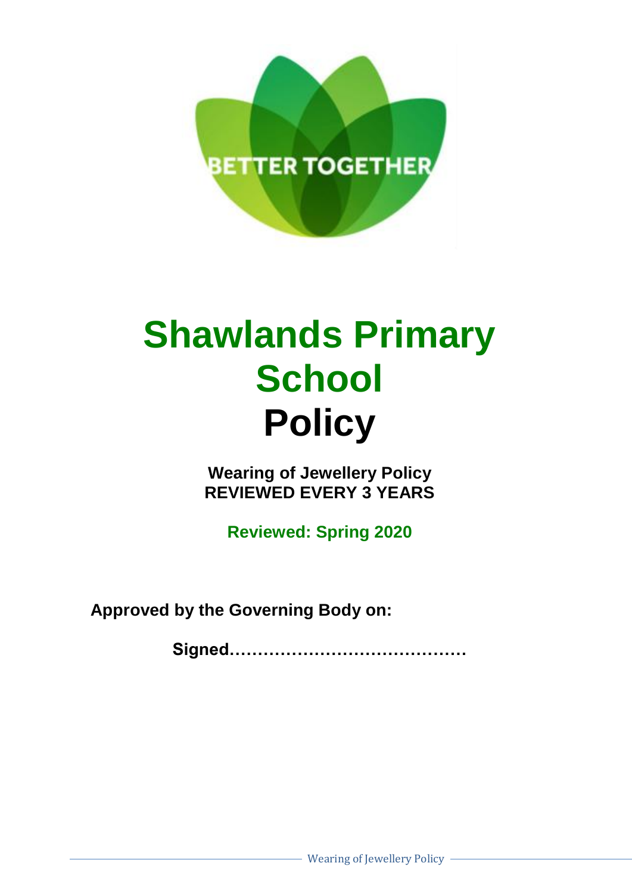BETTER TOGETHER

# Shawlands Primary School

# Policy

**Wearing of Jewellery Policy**
**REVIEWED EVERY 3 YEARS**

**Reviewed: Spring 2020**

**Approved by the Governing Body on:**

**Signed……………………………………**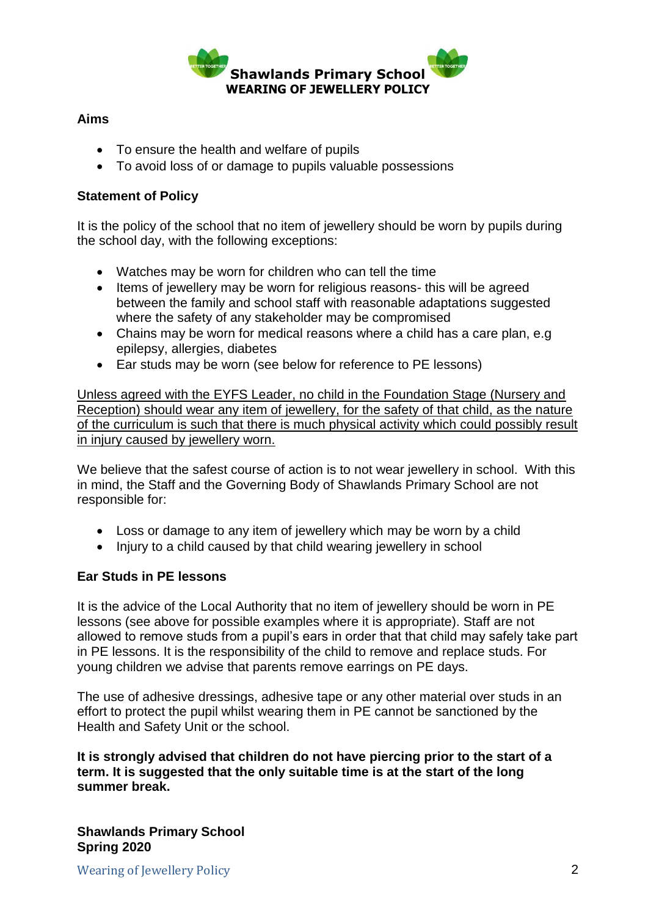# Shawlands Primary School
## WEARING OF JEWELLERY POLICY

**Aims**

- To ensure the health and welfare of pupils
- To avoid loss of or damage to pupils valuable possessions

**Statement of Policy**

It is the policy of the school that no item of jewellery should be worn by pupils during the school day, with the following exceptions:

- Watches may be worn for children who can tell the time
- Items of jewellery may be worn for religious reasons- this will be agreed between the family and school staff with reasonable adaptations suggested where the safety of any stakeholder may be compromised
- Chains may be worn for medical reasons where a child has a care plan, e.g epilepsy, allergies, diabetes
- Ear studs may be worn (see below for reference to PE lessons)

<u>Unless agreed with the EYFS Leader, no child in the Foundation Stage (Nursery and Reception) should wear any item of jewellery, for the safety of that child, as the nature of the curriculum is such that there is much physical activity which could possibly result in injury caused by jewellery worn.</u>

We believe that the safest course of action is to not wear jewellery in school. With this in mind, the Staff and the Governing Body of Shawlands Primary School are not responsible for:

- Loss or damage to any item of jewellery which may be worn by a child
- Injury to a child caused by that child wearing jewellery in school

**Ear Studs in PE lessons**

It is the advice of the Local Authority that no item of jewellery should be worn in PE lessons (see above for possible examples where it is appropriate). Staff are not allowed to remove studs from a pupil's ears in order that that child may safely take part in PE lessons. It is the responsibility of the child to remove and replace studs. For young children we advise that parents remove earrings on PE days.

The use of adhesive dressings, adhesive tape or any other material over studs in an effort to protect the pupil whilst wearing them in PE cannot be sanctioned by the Health and Safety Unit or the school.

**It is strongly advised that children do not have piercing prior to the start of a term. It is suggested that the only suitable time is at the start of the long summer break.**

**Shawlands Primary School**
**Spring 2020**